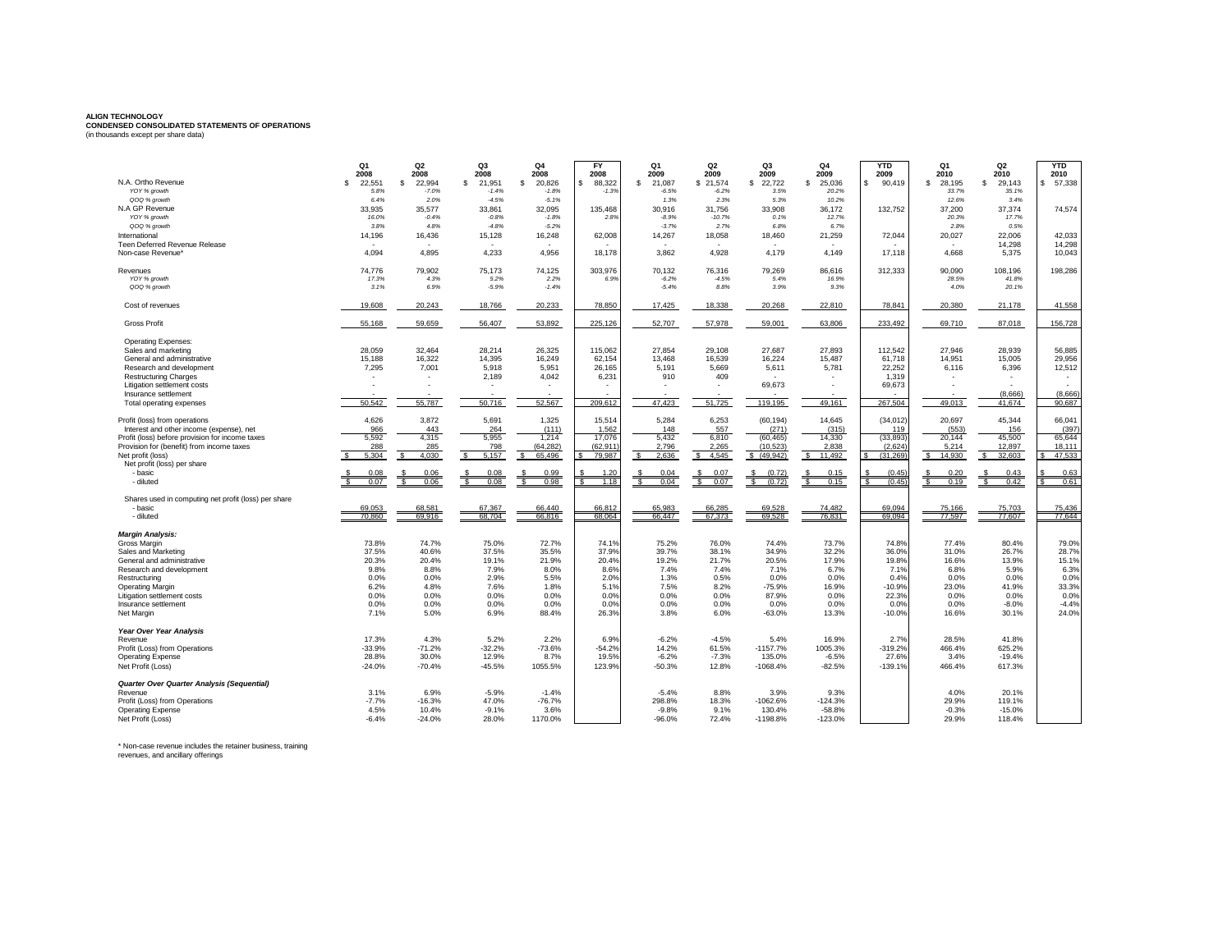**ALIGN TECHNOLOGY**
**CONDENSED CONSOLIDATED STATEMENTS OF OPERATIONS**
(in thousands except per share data)

| | Q1 2008 | Q2 2008 | Q3 2008 | Q4 2008 | FY 2008 | Q1 2009 | Q2 2009 | Q3 2009 | Q4 2009 | YTD 2009 | Q1 2010 | Q2 2010 | YTD 2010 |
|---|---|---|---|---|---|---|---|---|---|---|---|---|---|
| N.A. Ortho Revenue | $ 22,551 | $ 22,994 | $ 21,951 | $ 20,826 | $ 88,322 | $ 21,087 | $ 21,574 | $ 22,722 | $ 25,036 | $ 90,419 | $ 28,195 | $ 29,143 | $ 57,338 |
| *YOY % growth* | *5.8%* | *-7.0%* | *-1.4%* | *-1.8%* | *-1.3%* | *-6.5%* | *-6.2%* | *3.5%* | *20.2%* | | *33.7%* | *35.1%* | |
| *QOQ % growth* | *6.4%* | *2.0%* | *-4.5%* | *-5.1%* | | *1.3%* | *2.3%* | *5.3%* | *10.2%* | | *12.6%* | *3.4%* | |
| N.A GP Revenue | 33,935 | 35,577 | 33,861 | 32,095 | 135,468 | 30,916 | 31,756 | 33,908 | 36,172 | 132,752 | 37,200 | 37,374 | 74,574 |
| *YOY % growth* | *16.0%* | *-0.4%* | *-0.8%* | *-1.8%* | *2.8%* | *-8.9%* | *-10.7%* | *0.1%* | *12.7%* | | *20.3%* | *17.7%* | |
| *QOQ % growth* | *3.8%* | *4.8%* | *-4.8%* | *-5.2%* | | *-3.7%* | *2.7%* | *6.8%* | *6.7%* | | *2.8%* | *0.5%* | |
| International | 14,196 | 16,436 | 15,128 | 16,248 | 62,008 | 14,267 | 18,058 | 18,460 | 21,259 | 72,044 | 20,027 | 22,006 | 42,033 |
| Teen Deferred Revenue Release | - | - | - | - | - | - | - | - | - | - | - | 14,298 | 14,298 |
| Non-case Revenue* | 4,094 | 4,895 | 4,233 | 4,956 | 18,178 | 3,862 | 4,928 | 4,179 | 4,149 | 17,118 | 4,668 | 5,375 | 10,043 |
| Revenues | 74,776 | 79,902 | 75,173 | 74,125 | 303,976 | 70,132 | 76,316 | 79,269 | 86,616 | 312,333 | 90,090 | 108,196 | 198,286 |
| *YOY % growth* | *17.3%* | *4.3%* | *5.2%* | *2.2%* | *6.9%* | *-6.2%* | *-4.5%* | *5.4%* | *16.9%* | | *28.5%* | *41.8%* | |
| *QOQ % growth* | *3.1%* | *6.9%* | *-5.9%* | *-1.4%* | | *-5.4%* | *8.8%* | *3.9%* | *9.3%* | | *4.0%* | *20.1%* | |
| Cost of revenues | 19,608 | 20,243 | 18,766 | 20,233 | 78,850 | 17,425 | 18,338 | 20,268 | 22,810 | 78,841 | 20,380 | 21,178 | 41,558 |
| Gross Profit | 55,168 | 59,659 | 56,407 | 53,892 | 225,126 | 52,707 | 57,978 | 59,001 | 63,806 | 233,492 | 69,710 | 87,018 | 156,728 |
| Operating Expenses: | | | | | | | | | | | | | |
| Sales and marketing | 28,059 | 32,464 | 28,214 | 26,325 | 115,062 | 27,854 | 29,108 | 27,687 | 27,893 | 112,542 | 27,946 | 28,939 | 56,885 |
| General and administrative | 15,188 | 16,322 | 14,395 | 16,249 | 62,154 | 13,468 | 16,539 | 16,224 | 15,487 | 61,718 | 14,951 | 15,005 | 29,956 |
| Research and development | 7,295 | 7,001 | 5,918 | 5,951 | 26,165 | 5,191 | 5,669 | 5,611 | 5,781 | 22,252 | 6,116 | 6,396 | 12,512 |
| Restructuring Charges | - | - | 2,189 | 4,042 | 6,231 | 910 | 409 | - | - | 1,319 | - | - | - |
| Litigation settlement costs | - | - | - | - | - | - | - | 69,673 | - | 69,673 | - | - | - |
| Insurance settlement | - | - | - | - | - | - | - | - | - | - | - | (8,666) | (8,666) |
| Total operating expenses | 50,542 | 55,787 | 50,716 | 52,567 | 209,612 | 47,423 | 51,725 | 119,195 | 49,161 | 267,504 | 49,013 | 41,674 | 90,687 |
| Profit (loss) from operations | 4,626 | 3,872 | 5,691 | 1,325 | 15,514 | 5,284 | 6,253 | (60,194) | 14,645 | (34,012) | 20,697 | 45,344 | 66,041 |
| Interest and other income (expense), net | 966 | 443 | 264 | (111) | 1,562 | 148 | 557 | (271) | (315) | 119 | (553) | 156 | (397) |
| Profit (loss) before provision for income taxes | 5,592 | 4,315 | 5,955 | 1,214 | 17,076 | 5,432 | 6,810 | (60,465) | 14,330 | (33,893) | 20,144 | 45,500 | 65,644 |
| Provision for (benefit) from income taxes | 288 | 285 | 798 | (64,282) | (62,911) | 2,796 | 2,265 | (10,523) | 2,838 | (2,624) | 5,214 | 12,897 | 18,111 |
| Net profit (loss) | $ 5,304 | $ 4,030 | $ 5,157 | $ 65,496 | $ 79,987 | $ 2,636 | $ 4,545 | $ (49,942) | $ 11,492 | $ (31,269) | $ 14,930 | $ 32,603 | $ 47,533 |
| Net profit (loss) per share | | | | | | | | | | | | | |
| - basic | $ 0.08 | $ 0.06 | $ 0.08 | $ 0.99 | $ 1.20 | $ 0.04 | $ 0.07 | $ (0.72) | $ 0.15 | $ (0.45) | $ 0.20 | $ 0.43 | $ 0.63 |
| - diluted | $ 0.07 | $ 0.06 | $ 0.08 | $ 0.98 | $ 1.18 | $ 0.04 | $ 0.07 | $ (0.72) | $ 0.15 | $ (0.45) | $ 0.19 | $ 0.42 | $ 0.61 |
| Shares used in computing net profit (loss) per share | | | | | | | | | | | | | |
| - basic | 69,053 | 68,581 | 67,367 | 66,440 | 66,812 | 65,983 | 66,285 | 69,528 | 74,482 | 69,094 | 75,166 | 75,703 | 75,436 |
| - diluted | 70,860 | 69,916 | 68,704 | 66,816 | 68,064 | 66,447 | 67,373 | 69,528 | 76,831 | 69,094 | 77,597 | 77,607 | 77,644 |
| ***Margin Analysis:*** | | | | | | | | | | | | | |
| Gross Margin | 73.8% | 74.7% | 75.0% | 72.7% | 74.1% | 75.2% | 76.0% | 74.4% | 73.7% | 74.8% | 77.4% | 80.4% | 79.0% |
| Sales and Marketing | 37.5% | 40.6% | 37.5% | 35.5% | 37.9% | 39.7% | 38.1% | 34.9% | 32.2% | 36.0% | 31.0% | 26.7% | 28.7% |
| General and administrative | 20.3% | 20.4% | 19.1% | 21.9% | 20.4% | 19.2% | 21.7% | 20.5% | 17.9% | 19.8% | 16.6% | 13.9% | 15.1% |
| Research and development | 9.8% | 8.8% | 7.9% | 8.0% | 8.6% | 7.4% | 7.4% | 7.1% | 6.7% | 7.1% | 6.8% | 5.9% | 6.3% |
| Restructuring | 0.0% | 0.0% | 2.9% | 5.5% | 2.0% | 1.3% | 0.5% | 0.0% | 0.0% | 0.4% | 0.0% | 0.0% | 0.0% |
| Operating Margin | 6.2% | 4.8% | 7.6% | 1.8% | 5.1% | 7.5% | 8.2% | -75.9% | 16.9% | -10.9% | 23.0% | 41.9% | 33.3% |
| Litigation settlement costs | 0.0% | 0.0% | 0.0% | 0.0% | 0.0% | 0.0% | 0.0% | 87.9% | 0.0% | 22.3% | 0.0% | 0.0% | 0.0% |
| Insurance settlement | 0.0% | 0.0% | 0.0% | 0.0% | 0.0% | 0.0% | 0.0% | 0.0% | 0.0% | 0.0% | 0.0% | -8.0% | -4.4% |
| Net Margin | 7.1% | 5.0% | 6.9% | 88.4% | 26.3% | 3.8% | 6.0% | -63.0% | 13.3% | -10.0% | 16.6% | 30.1% | 24.0% |
| ***Year Over Year Analysis*** | | | | | | | | | | | | | |
| Revenue | 17.3% | 4.3% | 5.2% | 2.2% | 6.9% | -6.2% | -4.5% | 5.4% | 16.9% | 2.7% | 28.5% | 41.8% | |
| Profit (Loss) from Operations | -33.9% | -71.2% | -32.2% | -73.6% | -54.2% | 14.2% | 61.5% | -1157.7% | 1005.3% | -319.2% | 466.4% | 625.2% | |
| Operating Expense | 28.8% | 30.0% | 12.9% | 8.7% | 19.5% | -6.2% | -7.3% | 135.0% | -6.5% | 27.6% | 3.4% | -19.4% | |
| Net Profit (Loss) | -24.0% | -70.4% | -45.5% | 1055.5% | 123.9% | -50.3% | 12.8% | -1068.4% | -82.5% | -139.1% | 466.4% | 617.3% | |
| ***Quarter Over Quarter Analysis (Sequential)*** | | | | | | | | | | | | | |
| Revenue | 3.1% | 6.9% | -5.9% | -1.4% | | -5.4% | 8.8% | 3.9% | 9.3% | | 4.0% | 20.1% | |
| Profit (Loss) from Operations | -7.7% | -16.3% | 47.0% | -76.7% | | 298.8% | 18.3% | -1062.6% | -124.3% | | 29.9% | 119.1% | |
| Operating Expense | 4.5% | 10.4% | -9.1% | 3.6% | | -9.8% | 9.1% | 130.4% | -58.8% | | -0.3% | -15.0% | |
| Net Profit (Loss) | -6.4% | -24.0% | 28.0% | 1170.0% | | -96.0% | 72.4% | -1198.8% | -123.0% | | 29.9% | 118.4% | |

* Non-case revenue includes the retainer business, training revenues, and ancillary offerings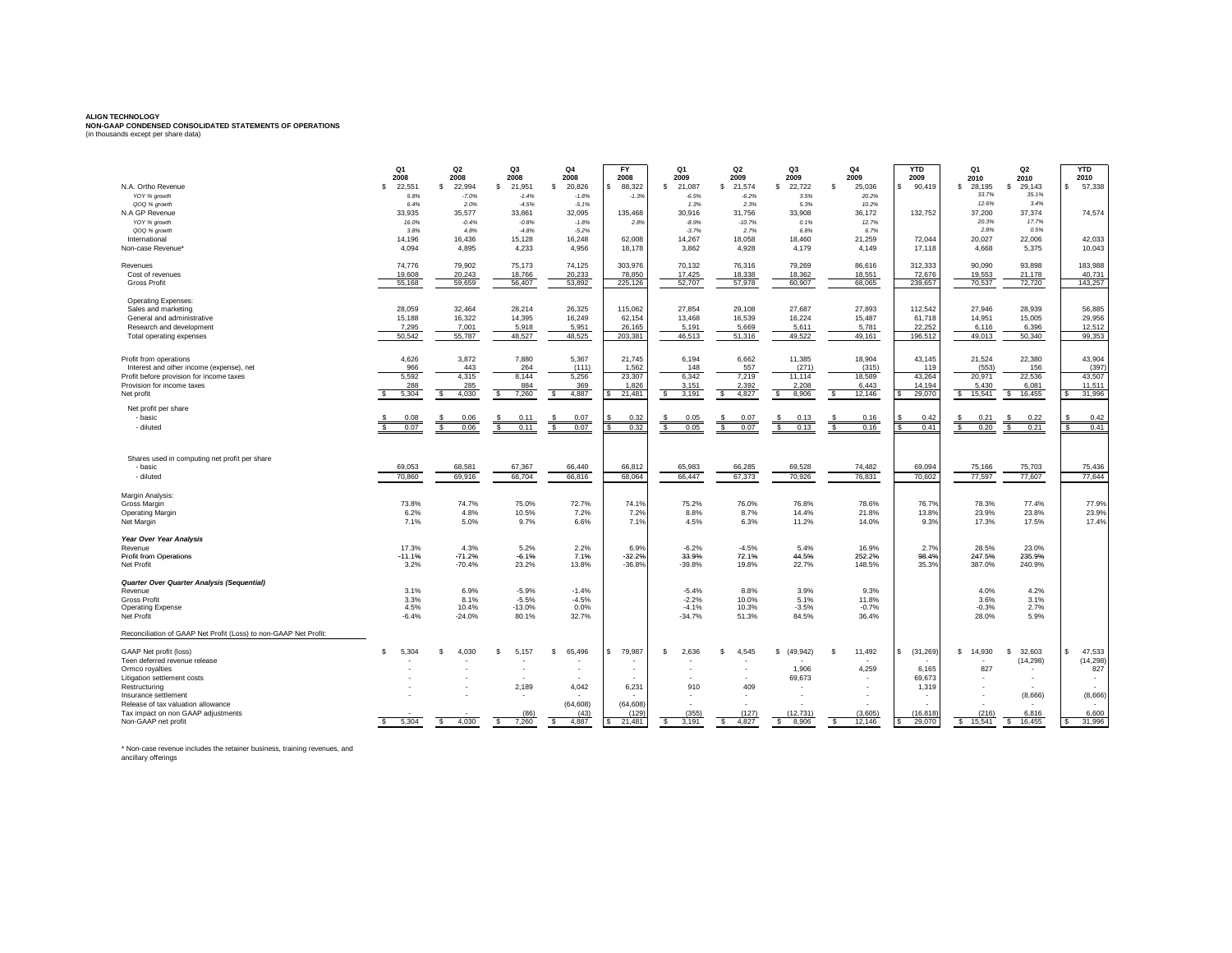**ALIGN TECHNOLOGY**
**NON-GAAP CONDENSED CONSOLIDATED STATEMENTS OF OPERATIONS**
(in thousands except per share data)

| | Q1 2008 | Q2 2008 | Q3 2008 | Q4 2008 | FY 2008 | Q1 2009 | Q2 2009 | Q3 2009 | Q4 2009 | YTD 2009 | Q1 2010 | Q2 2010 | YTD 2010 |
|---|---|---|---|---|---|---|---|---|---|---|---|---|---|
| N.A. Ortho Revenue | $ 22,551 | $ 22,994 | $ 21,951 | $ 20,826 | $ 88,322 | $ 21,087 | $ 21,574 | $ 22,722 | $ 25,036 | $ 90,419 | $ 28,195 | $ 29,143 | $ 57,338 |
| *YOY % growth* | *5.8%* | *-7.0%* | *-1.4%* | *-1.8%* | *-1.3%* | *-6.5%* | *-6.2%* | *3.5%* | *20.2%* | | *33.7%* | *35.1%* | |
| *QOQ % growth* | *6.4%* | *2.0%* | *-4.5%* | *-5.1%* | | *1.3%* | *2.3%* | *5.3%* | *10.2%* | | *12.6%* | *3.4%* | |
| N.A GP Revenue | 33,935 | 35,577 | 33,861 | 32,095 | 135,468 | 30,916 | 31,756 | 33,908 | 36,172 | 132,752 | 37,200 | 37,374 | 74,574 |
| *YOY % growth* | *16.0%* | *-0.4%* | *-0.8%* | *-1.8%* | *2.8%* | *-8.9%* | *-10.7%* | *0.1%* | *12.7%* | | *20.3%* | *17.7%* | |
| *QOQ % growth* | *3.8%* | *4.8%* | *-4.8%* | *-5.2%* | | *-3.7%* | *2.7%* | *6.8%* | *6.7%* | | *2.8%* | *0.5%* | |
| International | 14,196 | 16,436 | 15,128 | 16,248 | 62,008 | 14,267 | 18,058 | 18,460 | 21,259 | 72,044 | 20,027 | 22,006 | 42,033 |
| Non-case Revenue* | 4,094 | 4,895 | 4,233 | 4,956 | 18,178 | 3,862 | 4,928 | 4,179 | 4,149 | 17,118 | 4,668 | 5,375 | 10,043 |
| Revenues | 74,776 | 79,902 | 75,173 | 74,125 | 303,976 | 70,132 | 76,316 | 79,269 | 86,616 | 312,333 | 90,090 | 93,898 | 183,988 |
| Cost of revenues | 19,608 | 20,243 | 18,766 | 20,233 | 78,850 | 17,425 | 18,338 | 18,362 | 18,551 | 72,676 | 19,553 | 21,178 | 40,731 |
| Gross Profit | 55,168 | 59,659 | 56,407 | 53,892 | 225,126 | 52,707 | 57,978 | 60,907 | 68,065 | 239,657 | 70,537 | 72,720 | 143,257 |
| Operating Expenses: | | | | | | | | | | | | | |
| Sales and marketing | 28,059 | 32,464 | 28,214 | 26,325 | 115,062 | 27,854 | 29,108 | 27,687 | 27,893 | 112,542 | 27,946 | 28,939 | 56,885 |
| General and administrative | 15,188 | 16,322 | 14,395 | 16,249 | 62,154 | 13,468 | 16,539 | 16,224 | 15,487 | 61,718 | 14,951 | 15,005 | 29,956 |
| Research and development | 7,295 | 7,001 | 5,918 | 5,951 | 26,165 | 5,191 | 5,669 | 5,611 | 5,781 | 22,252 | 6,116 | 6,396 | 12,512 |
| Total operating expenses | 50,542 | 55,787 | 48,527 | 48,525 | 203,381 | 46,513 | 51,316 | 49,522 | 49,161 | 196,512 | 49,013 | 50,340 | 99,353 |
| Profit from operations | 4,626 | 3,872 | 7,880 | 5,367 | 21,745 | 6,194 | 6,662 | 11,385 | 18,904 | 43,145 | 21,524 | 22,380 | 43,904 |
| Interest and other income (expense), net | 966 | 443 | 264 | (111) | 1,562 | 148 | 557 | (271) | (315) | 119 | (553) | 156 | (397) |
| Profit before provision for income taxes | 5,592 | 4,315 | 8,144 | 5,256 | 23,307 | 6,342 | 7,219 | 11,114 | 18,589 | 43,264 | 20,971 | 22,536 | 43,507 |
| Provision for income taxes | 288 | 285 | 884 | 369 | 1,826 | 3,151 | 2,392 | 2,208 | 6,443 | 14,194 | 5,430 | 6,081 | 11,511 |
| Net profit | $ 5,304 | $ 4,030 | $ 7,260 | $ 4,887 | $ 21,481 | $ 3,191 | $ 4,827 | $ 8,906 | $ 12,146 | $ 29,070 | $ 15,541 | $ 16,455 | $ 31,996 |
| Net profit per share | | | | | | | | | | | | | |
| - basic | $ 0.08 | $ 0.06 | $ 0.11 | $ 0.07 | $ 0.32 | $ 0.05 | $ 0.07 | $ 0.13 | $ 0.16 | $ 0.42 | $ 0.21 | $ 0.22 | $ 0.42 |
| - diluted | $ 0.07 | $ 0.06 | $ 0.11 | $ 0.07 | $ 0.32 | $ 0.05 | $ 0.07 | $ 0.13 | $ 0.16 | $ 0.41 | $ 0.20 | $ 0.21 | $ 0.41 |
| Shares used in computing net profit per share | | | | | | | | | | | | | |
| - basic | 69,053 | 68,581 | 67,367 | 66,440 | 66,812 | 65,983 | 66,285 | 69,528 | 74,482 | 69,094 | 75,166 | 75,703 | 75,436 |
| - diluted | 70,860 | 69,916 | 68,704 | 66,816 | 68,064 | 66,447 | 67,373 | 70,926 | 76,831 | 70,602 | 77,597 | 77,607 | 77,644 |
| Margin Analysis: | | | | | | | | | | | | | |
| Gross Margin | 73.8% | 74.7% | 75.0% | 72.7% | 74.1% | 75.2% | 76.0% | 76.8% | 78.6% | 76.7% | 78.3% | 77.4% | 77.9% |
| Operating Margin | 6.2% | 4.8% | 10.5% | 7.2% | 7.2% | 8.8% | 8.7% | 14.4% | 21.8% | 13.8% | 23.9% | 23.8% | 23.9% |
| Net Margin | 7.1% | 5.0% | 9.7% | 6.6% | 7.1% | 4.5% | 6.3% | 11.2% | 14.0% | 9.3% | 17.3% | 17.5% | 17.4% |
| ***Year Over Year Analysis*** | | | | | | | | | | | | | |
| Revenue | 17.3% | 4.3% | 5.2% | 2.2% | 6.9% | -6.2% | -4.5% | 5.4% | 16.9% | 2.7% | 28.5% | 23.0% | |
| Profit from Operations | -11.1% | -71.2% | -6.1% | 7.1% | -32.2% | 33.9% | 72.1% | 44.5% | 252.2% | 98.4% | 247.5% | 235.9% | |
| Net Profit | 3.2% | -70.4% | 23.2% | 13.8% | -36.8% | -39.8% | 19.8% | 22.7% | 148.5% | 35.3% | 387.0% | 240.9% | |
| ***Quarter Over Quarter Analysis (Sequential)*** | | | | | | | | | | | | | |
| Revenue | 3.1% | 6.9% | -5.9% | -1.4% | | -5.4% | 8.8% | 3.9% | 9.3% | | 4.0% | 4.2% | |
| Gross Profit | 3.3% | 8.1% | -5.5% | -4.5% | | -2.2% | 10.0% | 5.1% | 11.8% | | 3.6% | 3.1% | |
| Operating Expense | 4.5% | 10.4% | -13.0% | 0.0% | | -4.1% | 10.3% | -3.5% | -0.7% | | -0.3% | 2.7% | |
| Net Profit | -6.4% | -24.0% | 80.1% | 32.7% | | -34.7% | 51.3% | 84.5% | 36.4% | | 28.0% | 5.9% | |
| Reconciliation of GAAP Net Profit (Loss) to non-GAAP Net Profit: | | | | | | | | | | | | | |
| GAAP Net profit (loss) | $ 5,304 | $ 4,030 | $ 5,157 | $ 65,496 | $ 79,987 | $ 2,636 | $ 4,545 | $ (49,942) | $ 11,492 | $ (31,269) | $ 14,930 | $ 32,603 | $ 47,533 |
| Teen deferred revenue release | - | - | - | - | - | - | - | - | - | - | - | (14,298) | (14,298) |
| Ormco royalties | - | - | - | - | - | - | - | 1,906 | 4,259 | 6,165 | 827 | - | 827 |
| Litigation settlement costs | - | - | - | - | - | - | - | 69,673 | - | 69,673 | - | - | - |
| Restructuring | - | - | 2,189 | 4,042 | 6,231 | 910 | 409 | - | - | 1,319 | - | - | - |
| Insurance settlement | - | - | - | - | - | - | - | - | - | - | - | (8,666) | (8,666) |
| Release of tax valuation allowance | - | - | - | (64,608) | (64,608) | - | - | - | - | - | - | - | - |
| Tax impact on non GAAP adjustments | - | - | (86) | (43) | (129) | (355) | (127) | (12,731) | (3,605) | (16,818) | (216) | 6,816 | 6,600 |
| Non-GAAP net profit | $ 5,304 | $ 4,030 | $ 7,260 | $ 4,887 | $ 21,481 | $ 3,191 | $ 4,827 | $ 8,906 | $ 12,146 | $ 29,070 | $ 15,541 | $ 16,455 | $ 31,996 |

\* Non-case revenue includes the retainer business, training revenues, and ancillary offerings